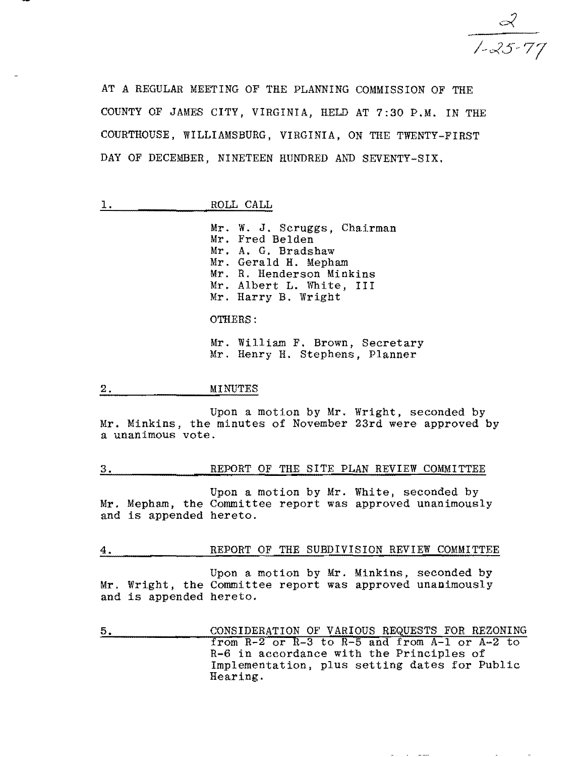2
1-25-77

AT A REGULAR MEETING OF THE PLANNING COMMISSION OF THE COUNTY OF JAMES CITY, VIRGINIA, HELD AT 7:30 P.M. IN THE COURTHOUSE, WILLIAMSBURG, VIRGINIA, ON THE TWENTY-FIRST DAY OF DECEMBER, NINETEEN HUNDRED AND SEVENTY-SIX.

## 1. ROLL CALL

Mr. W. J. Scruggs, Chairman
Mr. Fred Belden
Mr. A. G. Bradshaw
Mr. Gerald H. Mepham
Mr. R. Henderson Minkins
Mr. Albert L. White, III
Mr. Harry B. Wright

OTHERS:

Mr. William F. Brown, Secretary
Mr. Henry H. Stephens, Planner

## 2. MINUTES

Upon a motion by Mr. Wright, seconded by Mr. Minkins, the minutes of November 23rd were approved by a unanimous vote.

## 3. REPORT OF THE SITE PLAN REVIEW COMMITTEE

Upon a motion by Mr. White, seconded by Mr. Mepham, the Committee report was approved unanimously and is appended hereto.

## 4. REPORT OF THE SUBDIVISION REVIEW COMMITTEE

Upon a motion by Mr. Minkins, seconded by Mr. Wright, the Committee report was approved unanimously and is appended hereto.

## 5. CONSIDERATION OF VARIOUS REQUESTS FOR REZONING from R-2 or R-3 to R-5 and from A-1 or A-2 to R-6 in accordance with the Principles of Implementation, plus setting dates for Public Hearing.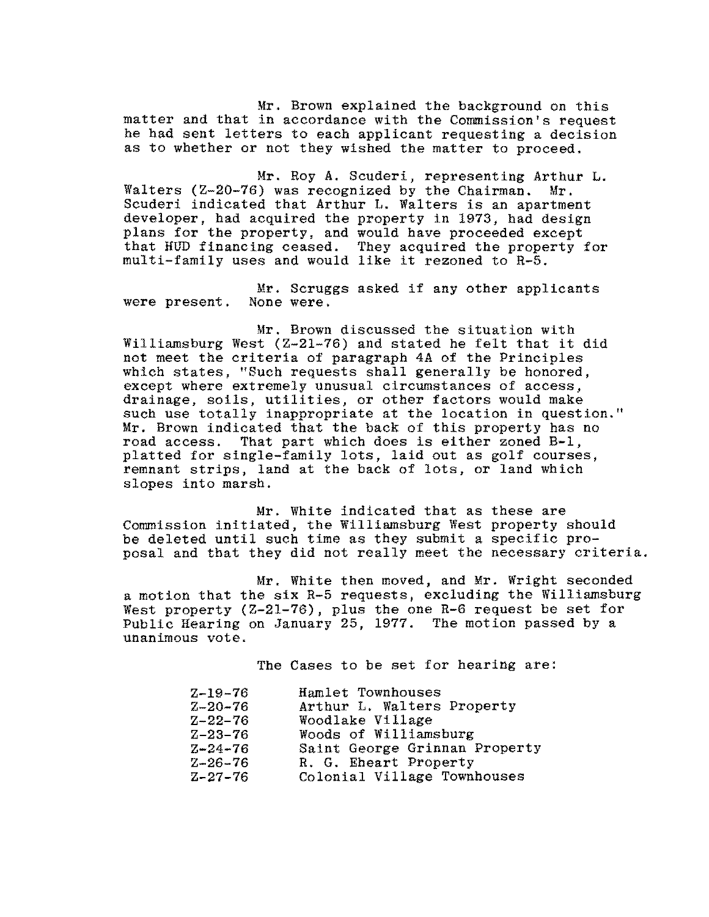Mr. Brown explained the background on this matter and that in accordance with the Commission's request he had sent letters to each applicant requesting a decision as to whether or not they wished the matter to proceed.

Mr. Roy A. Scuderi, representing Arthur L. Walters (Z-20-76) was recognized by the Chairman. Mr. Scuderi indicated that Arthur L. Walters is an apartment developer, had acquired the property in 1973, had design plans for the property, and would have proceeded except that HUD financing ceased. They acquired the property for multi-family uses and would like it rezoned to R-5.

Mr. Scruggs asked if any other applicants were present. None were.

Mr. Brown discussed the situation with Williamsburg West (Z-21-76) and stated he felt that it did not meet the criteria of paragraph 4A of the Principles which states, "Such requests shall generally be honored, except where extremely unusual circumstances of access, drainage, soils, utilities, or other factors would make such use totally inappropriate at the location in question." Mr. Brown indicated that the back of this property has no road access. That part which does is either zoned B-1, platted for single-family lots, laid out as golf courses, remnant strips, land at the back of lots, or land which slopes into marsh.

Mr. White indicated that as these are Commission initiated, the Williamsburg West property should be deleted until such time as they submit a specific proposal and that they did not really meet the necessary criteria.

Mr. White then moved, and Mr. Wright seconded a motion that the six R-5 requests, excluding the Williamsburg West property (Z-21-76), plus the one R-6 request be set for Public Hearing on January 25, 1977. The motion passed by a unanimous vote.

The Cases to be set for hearing are:

| | |
|---|---|
| Z-19-76 | Hamlet Townhouses |
| Z-20-76 | Arthur L. Walters Property |
| Z-22-76 | Woodlake Village |
| Z-23-76 | Woods of Williamsburg |
| Z-24-76 | Saint George Grinnan Property |
| Z-26-76 | R. G. Eheart Property |
| Z-27-76 | Colonial Village Townhouses |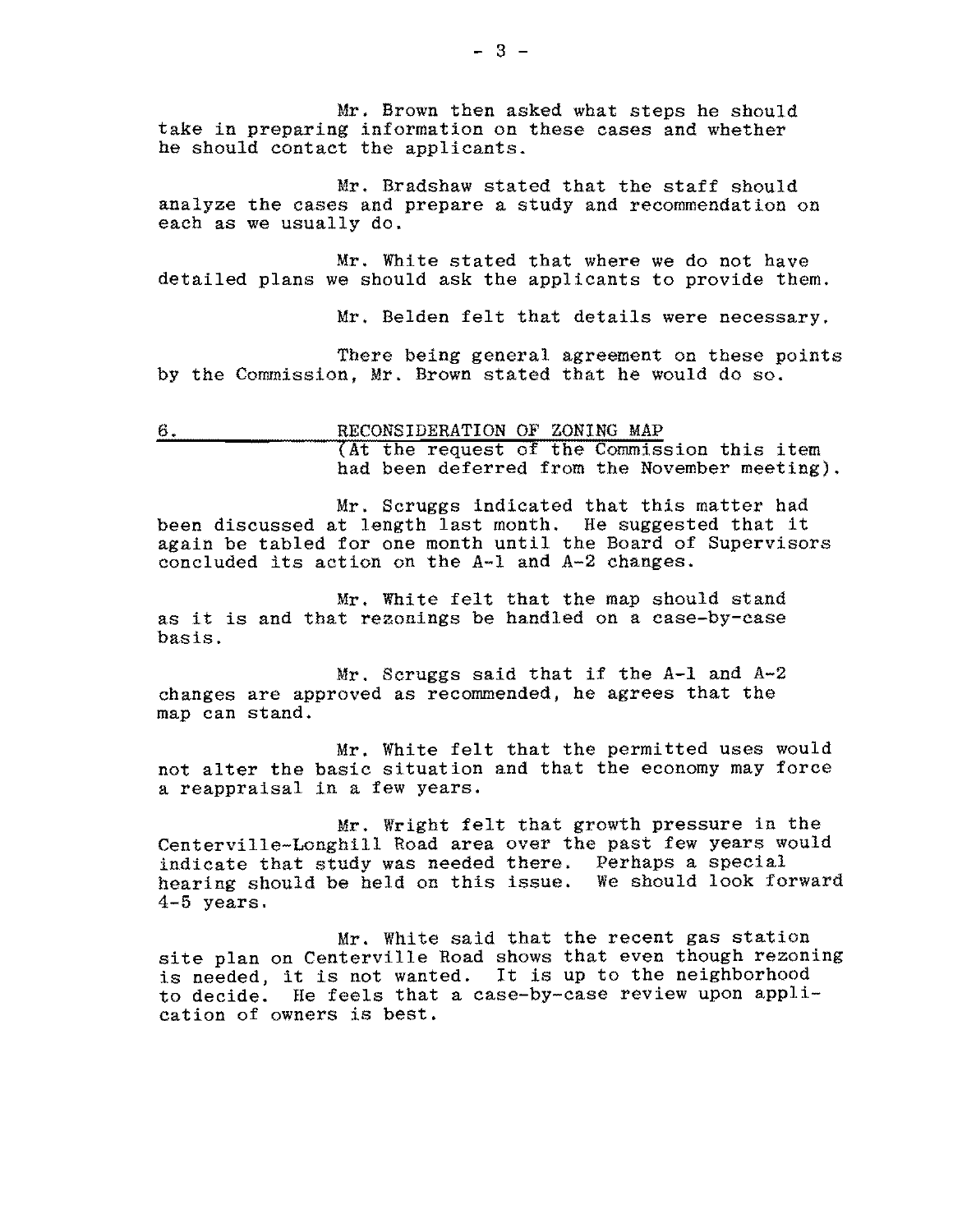Mr. Brown then asked what steps he should take in preparing information on these cases and whether he should contact the applicants.

Mr. Bradshaw stated that the staff should analyze the cases and prepare a study and recommendation on each as we usually do.

Mr. White stated that where we do not have detailed plans we should ask the applicants to provide them.

Mr. Belden felt that details were necessary.

There being general agreement on these points by the Commission, Mr. Brown stated that he would do so.

6. RECONSIDERATION OF ZONING MAP
(At the request of the Commission this item had been deferred from the November meeting).

Mr. Scruggs indicated that this matter had been discussed at length last month. He suggested that it again be tabled for one month until the Board of Supervisors concluded its action on the A-1 and A-2 changes.

Mr. White felt that the map should stand as it is and that rezonings be handled on a case-by-case basis.

Mr. Scruggs said that if the A-1 and A-2 changes are approved as recommended, he agrees that the map can stand.

Mr. White felt that the permitted uses would not alter the basic situation and that the economy may force a reappraisal in a few years.

Mr. Wright felt that growth pressure in the Centerville-Longhill Road area over the past few years would indicate that study was needed there. Perhaps a special hearing should be held on this issue. We should look forward 4-5 years.

Mr. White said that the recent gas station site plan on Centerville Road shows that even though rezoning is needed, it is not wanted. It is up to the neighborhood to decide. He feels that a case-by-case review upon application of owners is best.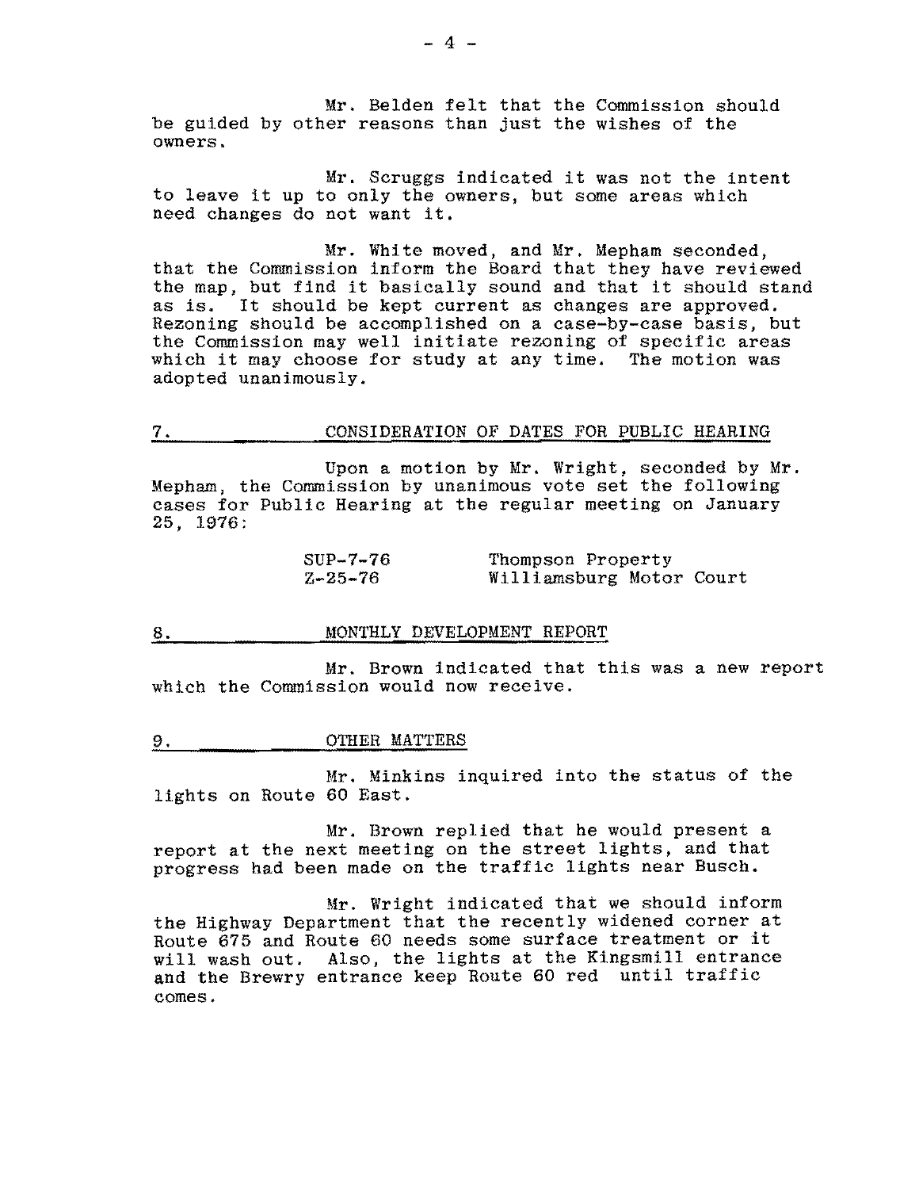Mr. Belden felt that the Commission should be guided by other reasons than just the wishes of the owners.

Mr. Scruggs indicated it was not the intent to leave it up to only the owners, but some areas which need changes do not want it.

Mr. White moved, and Mr. Mepham seconded, that the Commission inform the Board that they have reviewed the map, but find it basically sound and that it should stand as is. It should be kept current as changes are approved. Rezoning should be accomplished on a case-by-case basis, but the Commission may well initiate rezoning of specific areas which it may choose for study at any time. The motion was adopted unanimously.

## 7. CONSIDERATION OF DATES FOR PUBLIC HEARING

Upon a motion by Mr. Wright, seconded by Mr. Mepham, the Commission by unanimous vote set the following cases for Public Hearing at the regular meeting on January 25, 1976:

SUP-7-76 Thompson Property
Z-25-76 Williamsburg Motor Court

## 8. MONTHLY DEVELOPMENT REPORT

Mr. Brown indicated that this was a new report which the Commission would now receive.

## 9. OTHER MATTERS

Mr. Minkins inquired into the status of the lights on Route 60 East.

Mr. Brown replied that he would present a report at the next meeting on the street lights, and that progress had been made on the traffic lights near Busch.

Mr. Wright indicated that we should inform the Highway Department that the recently widened corner at Route 675 and Route 60 needs some surface treatment or it will wash out. Also, the lights at the Kingsmill entrance and the Brewry entrance keep Route 60 red until traffic comes.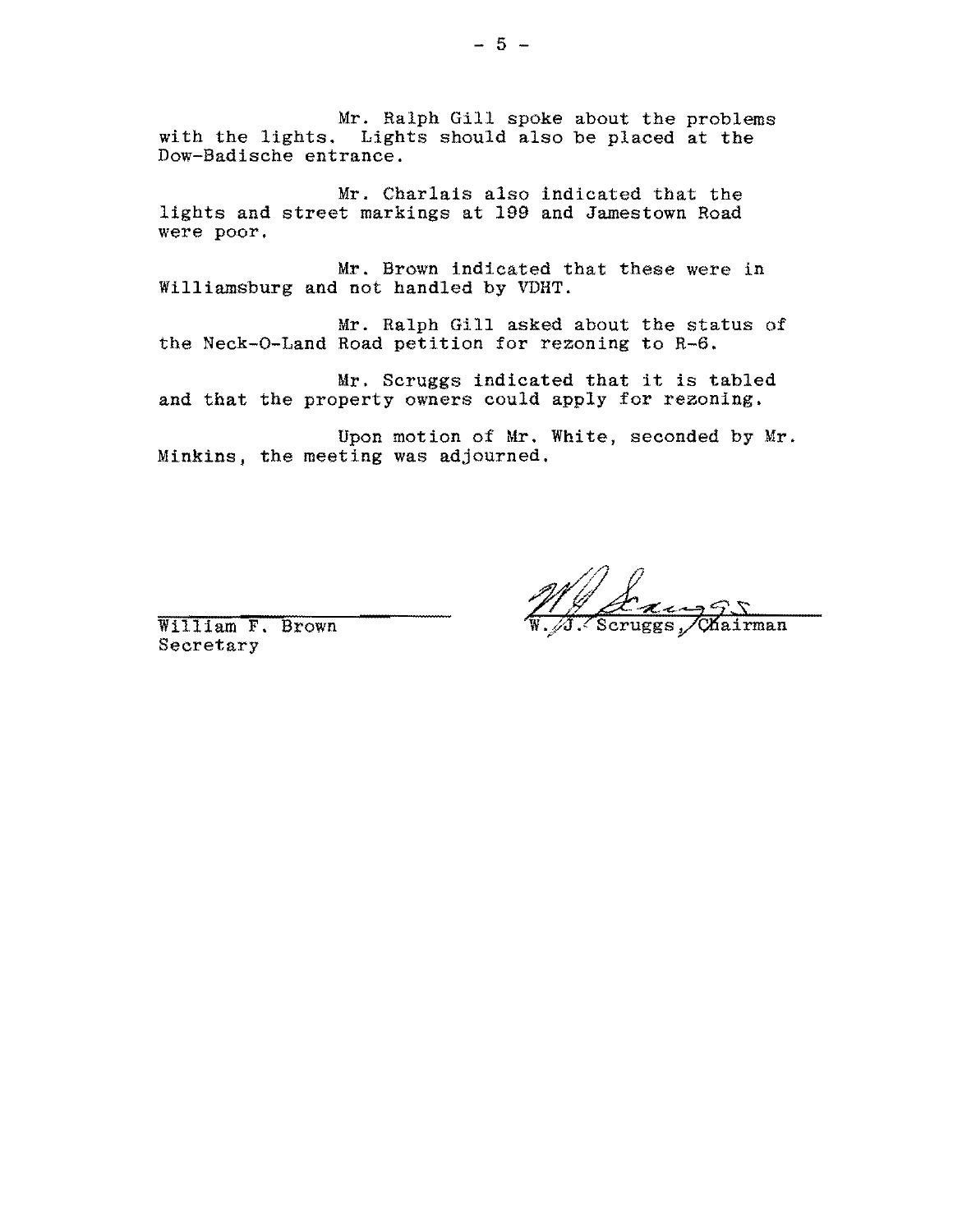Mr. Ralph Gill spoke about the problems with the lights. Lights should also be placed at the Dow-Badische entrance.

Mr. Charlais also indicated that the lights and street markings at 199 and Jamestown Road were poor.

Mr. Brown indicated that these were in Williamsburg and not handled by VDHT.

Mr. Ralph Gill asked about the status of the Neck-O-Land Road petition for rezoning to R-6.

Mr. Scruggs indicated that it is tabled and that the property owners could apply for rezoning.

Upon motion of Mr. White, seconded by Mr. Minkins, the meeting was adjourned.

William F. Brown
Secretary

W. J. Scruggs, Chairman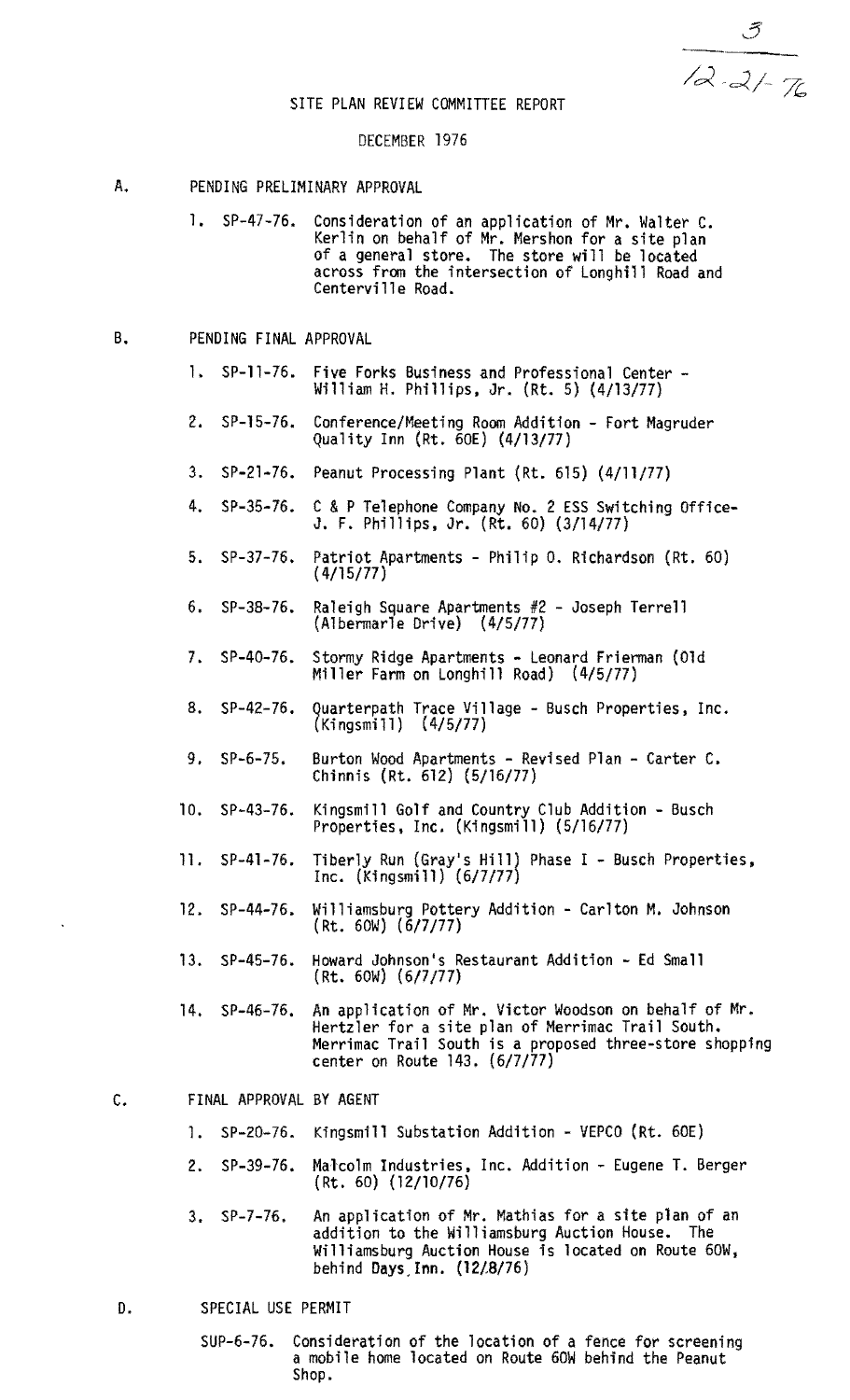3
12-21-76

# SITE PLAN REVIEW COMMITTEE REPORT

DECEMBER 1976

## A. PENDING PRELIMINARY APPROVAL

1. SP-47-76. Consideration of an application of Mr. Walter C. Kerlin on behalf of Mr. Mershon for a site plan of a general store. The store will be located across from the intersection of Longhill Road and Centerville Road.

## B. PENDING FINAL APPROVAL

1. SP-11-76. Five Forks Business and Professional Center - William H. Phillips, Jr. (Rt. 5) (4/13/77)
2. SP-15-76. Conference/Meeting Room Addition - Fort Magruder Quality Inn (Rt. 60E) (4/13/77)
3. SP-21-76. Peanut Processing Plant (Rt. 615) (4/11/77)
4. SP-35-76. C & P Telephone Company No. 2 ESS Switching Office- J. F. Phillips, Jr. (Rt. 60) (3/14/77)
5. SP-37-76. Patriot Apartments - Philip O. Richardson (Rt. 60) (4/15/77)
6. SP-38-76. Raleigh Square Apartments #2 - Joseph Terrell (Albermarle Drive) (4/5/77)
7. SP-40-76. Stormy Ridge Apartments - Leonard Frierman (Old Miller Farm on Longhill Road) (4/5/77)
8. SP-42-76. Quarterpath Trace Village - Busch Properties, Inc. (Kingsmill) (4/5/77)
9. SP-6-75. Burton Wood Apartments - Revised Plan - Carter C. Chinnis (Rt. 612) (5/16/77)
10. SP-43-76. Kingsmill Golf and Country Club Addition - Busch Properties, Inc. (Kingsmill) (5/16/77)
11. SP-41-76. Tiberly Run (Gray's Hill) Phase I - Busch Properties, Inc. (Kingsmill) (6/7/77)
12. SP-44-76. Williamsburg Pottery Addition - Carlton M. Johnson (Rt. 60W) (6/7/77)
13. SP-45-76. Howard Johnson's Restaurant Addition - Ed Small (Rt. 60W) (6/7/77)
14. SP-46-76. An application of Mr. Victor Woodson on behalf of Mr. Hertzler for a site plan of Merrimac Trail South. Merrimac Trail South is a proposed three-store shopping center on Route 143. (6/7/77)

## C. FINAL APPROVAL BY AGENT

1. SP-20-76. Kingsmill Substation Addition - VEPCO (Rt. 60E)
2. SP-39-76. Malcolm Industries, Inc. Addition - Eugene T. Berger (Rt. 60) (12/10/76)
3. SP-7-76. An application of Mr. Mathias for a site plan of an addition to the Williamsburg Auction House. The Williamsburg Auction House is located on Route 60W, behind Days Inn. (12/8/76)

## D. SPECIAL USE PERMIT

SUP-6-76. Consideration of the location of a fence for screening a mobile home located on Route 60W behind the Peanut Shop.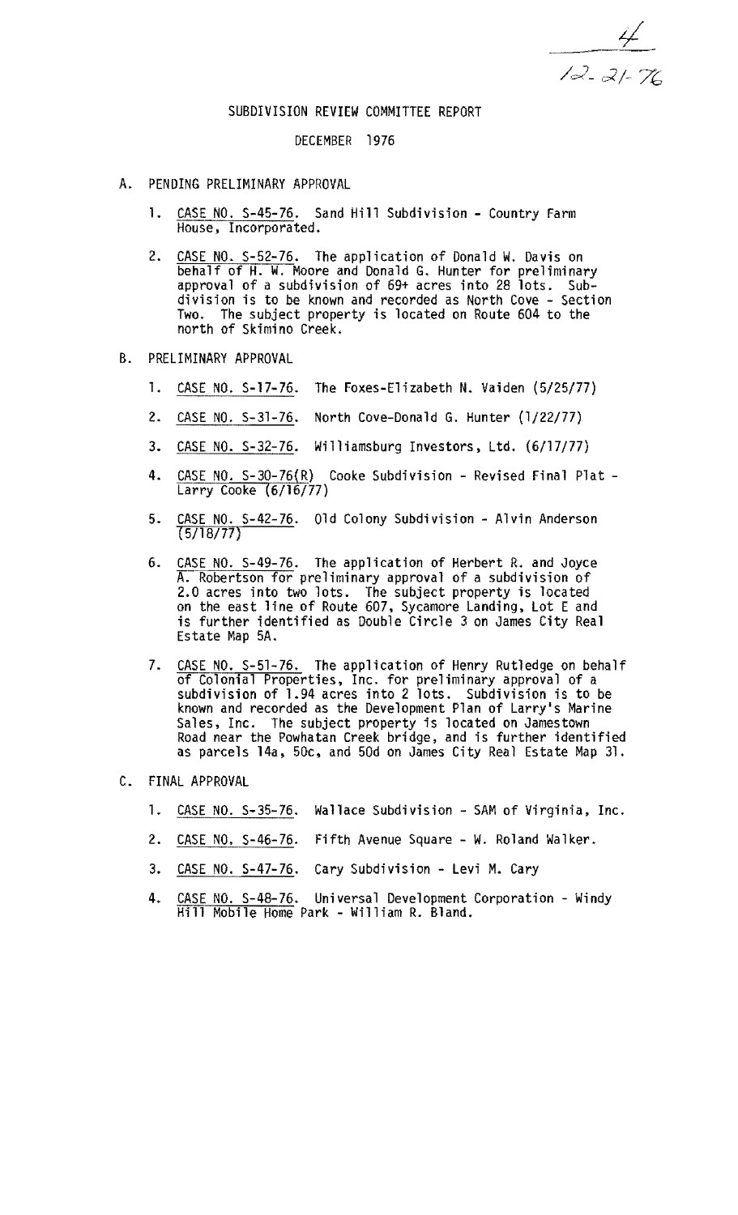4
12-21-76

# SUBDIVISION REVIEW COMMITTEE REPORT

DECEMBER 1976

A. PENDING PRELIMINARY APPROVAL

1. CASE NO. S-45-76. Sand Hill Subdivision - Country Farm House, Incorporated.

2. CASE NO. S-52-76. The application of Donald W. Davis on behalf of H. W. Moore and Donald G. Hunter for preliminary approval of a subdivision of 69+ acres into 28 lots. Subdivision is to be known and recorded as North Cove - Section Two. The subject property is located on Route 604 to the north of Skimino Creek.

B. PRELIMINARY APPROVAL

1. CASE NO. S-17-76. The Foxes-Elizabeth N. Vaiden (5/25/77)

2. CASE NO. S-31-76. North Cove-Donald G. Hunter (1/22/77)

3. CASE NO. S-32-76. Williamsburg Investors, Ltd. (6/17/77)

4. CASE NO. S-30-76(R) Cooke Subdivision - Revised Final Plat - Larry Cooke (6/16/77)

5. CASE NO. S-42-76. Old Colony Subdivision - Alvin Anderson (5/18/77)

6. CASE NO. S-49-76. The application of Herbert R. and Joyce A. Robertson for preliminary approval of a subdivision of 2.0 acres into two lots. The subject property is located on the east line of Route 607, Sycamore Landing, Lot E and is further identified as Double Circle 3 on James City Real Estate Map 5A.

7. CASE NO. S-51-76. The application of Henry Rutledge on behalf of Colonial Properties, Inc. for preliminary approval of a subdivision of 1.94 acres into 2 lots. Subdivision is to be known and recorded as the Development Plan of Larry's Marine Sales, Inc. The subject property is located on Jamestown Road near the Powhatan Creek bridge, and is further identified as parcels 14a, 50c, and 50d on James City Real Estate Map 31.

C. FINAL APPROVAL

1. CASE NO. S-35-76. Wallace Subdivision - SAM of Virginia, Inc.

2. CASE NO. S-46-76. Fifth Avenue Square - W. Roland Walker.

3. CASE NO. S-47-76. Cary Subdivision - Levi M. Cary

4. CASE NO. S-48-76. Universal Development Corporation - Windy Hill Mobile Home Park - William R. Bland.